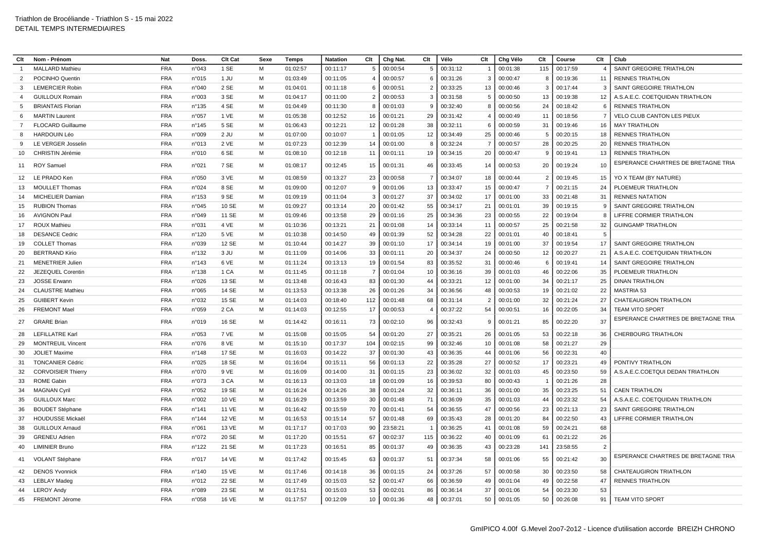Triathlon de Brocéliande - Triathlon S - 15 mai 2022
DETAIL TEMPS INTERMEDIAIRES

| Clt | Nom - Prénom | Nat | Doss. | Clt Cat | Sexe | Temps | Natation | Clt | Chg Nat. | Clt | Vélo | Clt | Chg Vélo | Clt | Course | Clt | Club |
|---|---|---|---|---|---|---|---|---|---|---|---|---|---|---|---|---|---|
| 1 | MALLARD Mathieu | FRA | n°043 | 1 SE | M | 01:02:57 | 00:11:17 | 5 | 00:00:54 | 5 | 00:31:12 | 1 | 00:01:38 | 115 | 00:17:59 | 4 | SAINT GREGOIRE TRIATHLON |
| 2 | POCINHO Quentin | FRA | n°015 | 1 JU | M | 01:03:49 | 00:11:05 | 4 | 00:00:57 | 6 | 00:31:26 | 3 | 00:00:47 | 8 | 00:19:36 | 11 | RENNES TRIATHLON |
| 3 | LEMERCIER Robin | FRA | n°040 | 2 SE | M | 01:04:01 | 00:11:18 | 6 | 00:00:51 | 2 | 00:33:25 | 13 | 00:00:46 | 3 | 00:17:44 | 3 | SAINT GREGOIRE TRIATHLON |
| 4 | GUILLOUX Romain | FRA | n°003 | 3 SE | M | 01:04:17 | 00:11:00 | 2 | 00:00:53 | 3 | 00:31:58 | 5 | 00:00:50 | 13 | 00:19:38 | 12 | A.S.A.E.C. COETQUIDAN TRIATHLON |
| 5 | BRIANTAIS Florian | FRA | n°135 | 4 SE | M | 01:04:49 | 00:11:30 | 8 | 00:01:03 | 9 | 00:32:40 | 8 | 00:00:56 | 24 | 00:18:42 | 6 | RENNES TRIATHLON |
| 6 | MARTIN Laurent | FRA | n°057 | 1 VE | M | 01:05:38 | 00:12:52 | 16 | 00:01:21 | 29 | 00:31:42 | 4 | 00:00:49 | 11 | 00:18:56 | 7 | VELO CLUB CANTON LES PIEUX |
| 7 | FLOCARD Guillaume | FRA | n°145 | 5 SE | M | 01:06:43 | 00:12:21 | 12 | 00:01:28 | 38 | 00:32:11 | 6 | 00:00:59 | 31 | 00:19:46 | 16 | MAY TRIATHLON |
| 8 | HARDOUIN Léo | FRA | n°009 | 2 JU | M | 01:07:00 | 00:10:07 | 1 | 00:01:05 | 12 | 00:34:49 | 25 | 00:00:46 | 5 | 00:20:15 | 18 | RENNES TRIATHLON |
| 9 | LE VERGER Josselin | FRA | n°013 | 2 VE | M | 01:07:23 | 00:12:39 | 14 | 00:01:00 | 8 | 00:32:24 | 7 | 00:00:57 | 28 | 00:20:25 | 20 | RENNES TRIATHLON |
| 10 | CHRISTIN Jérémie | FRA | n°010 | 6 SE | M | 01:08:10 | 00:12:18 | 11 | 00:01:11 | 19 | 00:34:15 | 20 | 00:00:47 | 9 | 00:19:41 | 13 | RENNES TRIATHLON |
| 11 | ROY Samuel | FRA | n°021 | 7 SE | M | 01:08:17 | 00:12:45 | 15 | 00:01:31 | 46 | 00:33:45 | 14 | 00:00:53 | 20 | 00:19:24 | 10 | ESPERANCE CHARTRES DE BRETAGNE TRIA |
| 12 | LE PRADO Ken | FRA | n°050 | 3 VE | M | 01:08:59 | 00:13:27 | 23 | 00:00:58 | 7 | 00:34:07 | 18 | 00:00:44 | 2 | 00:19:45 | 15 | YO X TEAM (BY NATURE) |
| 13 | MOULLET Thomas | FRA | n°024 | 8 SE | M | 01:09:00 | 00:12:07 | 9 | 00:01:06 | 13 | 00:33:47 | 15 | 00:00:47 | 7 | 00:21:15 | 24 | PLOEMEUR TRIATHLON |
| 14 | MICHELIER Damian | FRA | n°153 | 9 SE | M | 01:09:19 | 00:11:04 | 3 | 00:01:27 | 37 | 00:34:02 | 17 | 00:01:00 | 33 | 00:21:48 | 31 | RENNES NATATION |
| 15 | RUBION Thomas | FRA | n°045 | 10 SE | M | 01:09:27 | 00:13:14 | 20 | 00:01:42 | 55 | 00:34:17 | 21 | 00:01:01 | 39 | 00:19:15 | 9 | SAINT GREGOIRE TRIATHLON |
| 16 | AVIGNON Paul | FRA | n°049 | 11 SE | M | 01:09:46 | 00:13:58 | 29 | 00:01:16 | 25 | 00:34:36 | 23 | 00:00:55 | 22 | 00:19:04 | 8 | LIFFRE CORMIER TRIATHLON |
| 17 | ROUX Mathieu | FRA | n°031 | 4 VE | M | 01:10:36 | 00:13:21 | 21 | 00:01:08 | 14 | 00:33:14 | 11 | 00:00:57 | 25 | 00:21:58 | 32 | GUINGAMP TRIATHLON |
| 18 | DESANCE Cedric | FRA | n°120 | 5 VE | M | 01:10:38 | 00:14:50 | 49 | 00:01:39 | 52 | 00:34:28 | 22 | 00:01:01 | 40 | 00:18:41 | 5 | |
| 19 | COLLET Thomas | FRA | n°039 | 12 SE | M | 01:10:44 | 00:14:27 | 39 | 00:01:10 | 17 | 00:34:14 | 19 | 00:01:00 | 37 | 00:19:54 | 17 | SAINT GREGOIRE TRIATHLON |
| 20 | BERTRAND Kirio | FRA | n°132 | 3 JU | M | 01:11:09 | 00:14:06 | 33 | 00:01:11 | 20 | 00:34:37 | 24 | 00:00:50 | 12 | 00:20:27 | 21 | A.S.A.E.C. COETQUIDAN TRIATHLON |
| 21 | MENETRIER Julien | FRA | n°143 | 6 VE | M | 01:11:24 | 00:13:13 | 19 | 00:01:54 | 83 | 00:35:52 | 31 | 00:00:46 | 6 | 00:19:41 | 14 | SAINT GREGOIRE TRIATHLON |
| 22 | JEZEQUEL Corentin | FRA | n°138 | 1 CA | M | 01:11:45 | 00:11:18 | 7 | 00:01:04 | 10 | 00:36:16 | 39 | 00:01:03 | 46 | 00:22:06 | 35 | PLOEMEUR TRIATHLON |
| 23 | JOSSE Erwann | FRA | n°026 | 13 SE | M | 01:13:48 | 00:16:43 | 83 | 00:01:30 | 44 | 00:33:21 | 12 | 00:01:00 | 34 | 00:21:17 | 25 | DINAN TRIATHLON |
| 24 | CLAUSTRE Mathieu | FRA | n°065 | 14 SE | M | 01:13:53 | 00:13:38 | 26 | 00:01:26 | 34 | 00:36:56 | 48 | 00:00:53 | 19 | 00:21:02 | 22 | MASTRIA 53 |
| 25 | GUIBERT Kevin | FRA | n°032 | 15 SE | M | 01:14:03 | 00:18:40 | 112 | 00:01:48 | 68 | 00:31:14 | 2 | 00:01:00 | 32 | 00:21:24 | 27 | CHATEAUGIRON TRIATHLON |
| 26 | FREMONT Mael | FRA | n°059 | 2 CA | M | 01:14:03 | 00:12:55 | 17 | 00:00:53 | 4 | 00:37:22 | 54 | 00:00:51 | 16 | 00:22:05 | 34 | TEAM VITO SPORT |
| 27 | GRARE Brian | FRA | n°019 | 16 SE | M | 01:14:42 | 00:16:11 | 73 | 00:02:10 | 96 | 00:32:43 | 9 | 00:01:21 | 85 | 00:22:20 | 37 | ESPERANCE CHARTRES DE BRETAGNE TRIA |
| 28 | LEFILLATRE Karl | FRA | n°053 | 7 VE | M | 01:15:08 | 00:15:05 | 54 | 00:01:20 | 27 | 00:35:21 | 26 | 00:01:05 | 53 | 00:22:18 | 36 | CHERBOURG TRIATHLON |
| 29 | MONTREUIL Vincent | FRA | n°076 | 8 VE | M | 01:15:10 | 00:17:37 | 104 | 00:02:15 | 99 | 00:32:46 | 10 | 00:01:08 | 58 | 00:21:27 | 29 | |
| 30 | JOLIET Maxime | FRA | n°148 | 17 SE | M | 01:16:03 | 00:14:22 | 37 | 00:01:30 | 43 | 00:36:35 | 44 | 00:01:06 | 56 | 00:22:31 | 40 | |
| 31 | TONCANIER Cédric | FRA | n°025 | 18 SE | M | 01:16:04 | 00:15:11 | 56 | 00:01:13 | 22 | 00:35:28 | 27 | 00:00:52 | 17 | 00:23:21 | 49 | PONTIVY TRIATHLON |
| 32 | CORVOISIER Thierry | FRA | n°070 | 9 VE | M | 01:16:09 | 00:14:00 | 31 | 00:01:15 | 23 | 00:36:02 | 32 | 00:01:03 | 45 | 00:23:50 | 59 | A.S.A.E.C.COETQUI DEDAN TRIATHLON |
| 33 | ROME Gabin | FRA | n°073 | 3 CA | M | 01:16:13 | 00:13:03 | 18 | 00:01:09 | 16 | 00:39:53 | 80 | 00:00:43 | 1 | 00:21:26 | 28 | |
| 34 | MAGNAN Cyril | FRA | n°052 | 19 SE | M | 01:16:24 | 00:14:26 | 38 | 00:01:24 | 32 | 00:36:11 | 36 | 00:01:00 | 35 | 00:23:25 | 51 | CAEN TRIATHLON |
| 35 | GUILLOUX Marc | FRA | n°002 | 10 VE | M | 01:16:29 | 00:13:59 | 30 | 00:01:48 | 71 | 00:36:09 | 35 | 00:01:03 | 44 | 00:23:32 | 54 | A.S.A.E.C. COETQUIDAN TRIATHLON |
| 36 | BOUDET Stéphane | FRA | n°141 | 11 VE | M | 01:16:42 | 00:15:59 | 70 | 00:01:41 | 54 | 00:36:55 | 47 | 00:00:56 | 23 | 00:21:13 | 23 | SAINT GREGOIRE TRIATHLON |
| 37 | HOUDUSSE Mickaël | FRA | n°144 | 12 VE | M | 01:16:53 | 00:15:14 | 57 | 00:01:48 | 69 | 00:35:43 | 28 | 00:01:20 | 84 | 00:22:50 | 43 | LIFFRE CORMIER TRIATHLON |
| 38 | GUILLOUX Arnaud | FRA | n°061 | 13 VE | M | 01:17:17 | 00:17:03 | 90 | 23:58:21 | 1 | 00:36:25 | 41 | 00:01:08 | 59 | 00:24:21 | 68 | |
| 39 | GRENEU Adrien | FRA | n°072 | 20 SE | M | 01:17:20 | 00:15:51 | 67 | 00:02:37 | 115 | 00:36:22 | 40 | 00:01:09 | 61 | 00:21:22 | 26 | |
| 40 | LIMINIER Bruno | FRA | n°122 | 21 SE | M | 01:17:23 | 00:16:51 | 85 | 00:01:37 | 49 | 00:36:35 | 43 | 00:23:28 | 141 | 23:58:55 | 2 | |
| 41 | VOLANT Stéphane | FRA | n°017 | 14 VE | M | 01:17:42 | 00:15:45 | 63 | 00:01:37 | 51 | 00:37:34 | 58 | 00:01:06 | 55 | 00:21:42 | 30 | ESPERANCE CHARTRES DE BRETAGNE TRIA |
| 42 | DENOS Yvonnick | FRA | n°140 | 15 VE | M | 01:17:46 | 00:14:18 | 36 | 00:01:15 | 24 | 00:37:26 | 57 | 00:00:58 | 30 | 00:23:50 | 58 | CHATEAUGIRON TRIATHLON |
| 43 | LEBLAY Madeg | FRA | n°012 | 22 SE | M | 01:17:49 | 00:15:03 | 52 | 00:01:47 | 66 | 00:36:59 | 49 | 00:01:04 | 49 | 00:22:58 | 47 | RENNES TRIATHLON |
| 44 | LEROY Andy | FRA | n°089 | 23 SE | M | 01:17:51 | 00:15:03 | 53 | 00:02:01 | 86 | 00:36:14 | 37 | 00:01:06 | 54 | 00:23:30 | 53 | |
| 45 | FREMONT Jérome | FRA | n°058 | 16 VE | M | 01:17:57 | 00:12:09 | 10 | 00:01:36 | 48 | 00:37:01 | 50 | 00:01:05 | 50 | 00:26:08 | 91 | TEAM VITO SPORT |

GmIPICO 4.00f G.Mevel 2oo7-2o12 - Licence d'utilisation accorde BREIZH CHRONO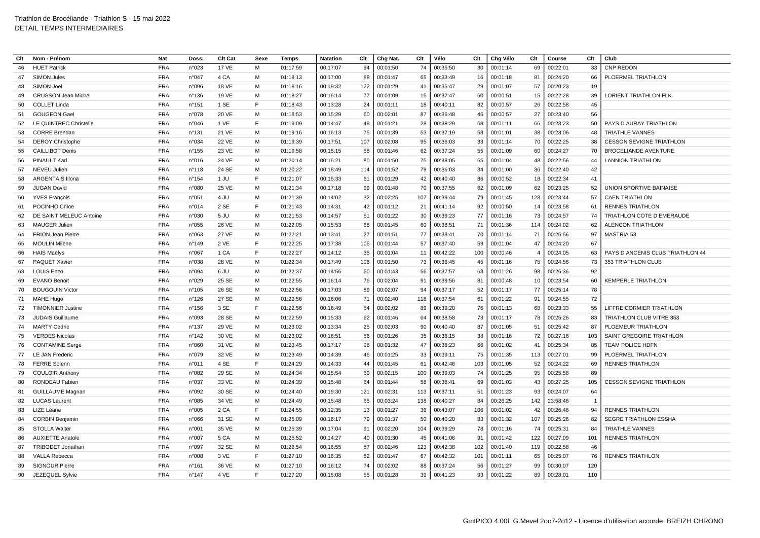Triathlon de Brocéliande - Triathlon S - 15 mai 2022
DETAIL TEMPS INTERMEDIAIRES

| Clt | Nom - Prénom | Nat | Doss. | Clt Cat | Sexe | Temps | Natation | Clt | Chg Nat. | Clt | Vélo | Clt | Chg Vélo | Clt | Course | Clt | Club |
|---|---|---|---|---|---|---|---|---|---|---|---|---|---|---|---|---|---|
| 46 | HUET Patrick | FRA | n°023 | 17 VE | M | 01:17:59 | 00:17:07 | 94 | 00:01:50 | 74 | 00:35:50 | 30 | 00:01:14 | 69 | 00:22:01 | 33 | CNP REDON |
| 47 | SIMON Jules | FRA | n°047 | 4 CA | M | 01:18:13 | 00:17:00 | 88 | 00:01:47 | 65 | 00:33:49 | 16 | 00:01:18 | 81 | 00:24:20 | 66 | PLOERMEL TRIATHLON |
| 48 | SIMON Joel | FRA | n°096 | 18 VE | M | 01:18:16 | 00:19:32 | 122 | 00:01:29 | 41 | 00:35:47 | 29 | 00:01:07 | 57 | 00:20:23 | 19 | |
| 49 | CRUSSON Jean Michel | FRA | n°136 | 19 VE | M | 01:18:27 | 00:16:14 | 77 | 00:01:09 | 15 | 00:37:47 | 60 | 00:00:51 | 15 | 00:22:28 | 39 | LORIENT TRIATHLON FLK |
| 50 | COLLET Linda | FRA | n°151 | 1 SE | F | 01:18:43 | 00:13:28 | 24 | 00:01:11 | 18 | 00:40:11 | 82 | 00:00:57 | 26 | 00:22:58 | 45 | |
| 51 | GOUGEON Gael | FRA | n°078 | 20 VE | M | 01:18:53 | 00:15:29 | 60 | 00:02:01 | 87 | 00:36:48 | 46 | 00:00:57 | 27 | 00:23:40 | 56 | |
| 52 | LE QUINTREC Christelle | FRA | n°046 | 1 VE | F | 01:19:09 | 00:14:47 | 48 | 00:01:21 | 28 | 00:38:29 | 68 | 00:01:11 | 66 | 00:23:23 | 50 | PAYS D AURAY TRIATHLON |
| 53 | CORRE Brendan | FRA | n°131 | 21 VE | M | 01:19:16 | 00:16:13 | 75 | 00:01:39 | 53 | 00:37:19 | 53 | 00:01:01 | 38 | 00:23:06 | 48 | TRIATHLE VANNES |
| 54 | DEROY Christophe | FRA | n°034 | 22 VE | M | 01:19:39 | 00:17:51 | 107 | 00:02:08 | 95 | 00:36:03 | 33 | 00:01:14 | 70 | 00:22:25 | 38 | CESSON SEVIGNE TRIATHLON |
| 55 | CAILLIBOT Denis | FRA | n°155 | 23 VE | M | 01:19:58 | 00:15:15 | 58 | 00:01:46 | 62 | 00:37:24 | 55 | 00:01:09 | 60 | 00:24:27 | 70 | BROCELIANDE AVENTURE |
| 56 | PINAULT Karl | FRA | n°016 | 24 VE | M | 01:20:14 | 00:16:21 | 80 | 00:01:50 | 75 | 00:38:05 | 65 | 00:01:04 | 48 | 00:22:56 | 44 | LANNION TRIATHLON |
| 57 | NEVEU Julien | FRA | n°118 | 24 SE | M | 01:20:22 | 00:18:49 | 114 | 00:01:52 | 79 | 00:36:03 | 34 | 00:01:00 | 36 | 00:22:40 | 42 | |
| 58 | ARGENTAIS Illona | FRA | n°154 | 1 JU | F | 01:21:07 | 00:15:33 | 61 | 00:01:29 | 42 | 00:40:40 | 86 | 00:00:52 | 18 | 00:22:34 | 41 | |
| 59 | JUGAN David | FRA | n°080 | 25 VE | M | 01:21:34 | 00:17:18 | 99 | 00:01:48 | 70 | 00:37:55 | 62 | 00:01:09 | 62 | 00:23:25 | 52 | UNION SPORTIVE BAINAISE |
| 60 | YVES François | FRA | n°051 | 4 JU | M | 01:21:39 | 00:14:02 | 32 | 00:02:25 | 107 | 00:39:44 | 79 | 00:01:45 | 128 | 00:23:44 | 57 | CAEN TRIATHLON |
| 61 | POCINHO Chloe | FRA | n°014 | 2 SE | F | 01:21:43 | 00:14:31 | 42 | 00:01:12 | 21 | 00:41:14 | 92 | 00:00:50 | 14 | 00:23:58 | 61 | RENNES TRIATHLON |
| 62 | DE SAINT MELEUC Antoine | FRA | n°030 | 5 JU | M | 01:21:53 | 00:14:57 | 51 | 00:01:22 | 30 | 00:39:23 | 77 | 00:01:16 | 73 | 00:24:57 | 74 | TRIATHLON COTE D EMERAUDE |
| 63 | MAUGER Julien | FRA | n°055 | 26 VE | M | 01:22:05 | 00:15:53 | 68 | 00:01:45 | 60 | 00:38:51 | 71 | 00:01:36 | 114 | 00:24:02 | 62 | ALENCON TRIATHLON |
| 64 | FRION Jean Pierre | FRA | n°063 | 27 VE | M | 01:22:21 | 00:13:41 | 27 | 00:01:51 | 77 | 00:38:41 | 70 | 00:01:14 | 71 | 00:26:56 | 97 | MASTRIA 53 |
| 65 | MOULIN Milène | FRA | n°149 | 2 VE | F | 01:22:25 | 00:17:38 | 105 | 00:01:44 | 57 | 00:37:40 | 59 | 00:01:04 | 47 | 00:24:20 | 67 | |
| 66 | HAIS Maëlys | FRA | n°067 | 1 CA | F | 01:22:27 | 00:14:12 | 35 | 00:01:04 | 11 | 00:42:22 | 100 | 00:00:46 | 4 | 00:24:05 | 63 | PAYS D ANCENIS CLUB TRIATHLON 44 |
| 67 | PAQUET Xavier | FRA | n°038 | 28 VE | M | 01:22:34 | 00:17:49 | 106 | 00:01:50 | 73 | 00:36:45 | 45 | 00:01:16 | 75 | 00:24:56 | 73 | 353 TRIATHLON CLUB |
| 68 | LOUIS Enzo | FRA | n°094 | 6 JU | M | 01:22:37 | 00:14:56 | 50 | 00:01:43 | 56 | 00:37:57 | 63 | 00:01:26 | 98 | 00:26:36 | 92 | |
| 69 | EVANO Benoit | FRA | n°029 | 25 SE | M | 01:22:55 | 00:16:14 | 76 | 00:02:04 | 91 | 00:39:56 | 81 | 00:00:48 | 10 | 00:23:54 | 60 | KEMPERLE TRIATHLON |
| 70 | BOUGOUIN Victor | FRA | n°105 | 26 SE | M | 01:22:56 | 00:17:03 | 89 | 00:02:07 | 94 | 00:37:17 | 52 | 00:01:17 | 77 | 00:25:14 | 78 | |
| 71 | MAHE Hugo | FRA | n°126 | 27 SE | M | 01:22:56 | 00:16:06 | 71 | 00:02:40 | 118 | 00:37:54 | 61 | 00:01:22 | 91 | 00:24:55 | 72 | |
| 72 | TIMONNIER Justine | FRA | n°156 | 3 SE | F | 01:22:56 | 00:16:49 | 84 | 00:02:02 | 89 | 00:39:20 | 76 | 00:01:13 | 68 | 00:23:33 | 55 | LIFFRE CORMIER TRIATHLON |
| 73 | JUDAIS Guillaume | FRA | n°093 | 28 SE | M | 01:22:59 | 00:15:33 | 62 | 00:01:46 | 64 | 00:38:58 | 73 | 00:01:17 | 78 | 00:25:26 | 83 | TRIATHLON CLUB VITRE 353 |
| 74 | MARTY Cedric | FRA | n°137 | 29 VE | M | 01:23:02 | 00:13:34 | 25 | 00:02:03 | 90 | 00:40:40 | 87 | 00:01:05 | 51 | 00:25:42 | 87 | PLOEMEUR TRIATHLON |
| 75 | VERDES Nicolas | FRA | n°142 | 30 VE | M | 01:23:02 | 00:16:51 | 86 | 00:01:26 | 35 | 00:36:15 | 38 | 00:01:16 | 72 | 00:27:16 | 103 | SAINT GREGOIRE TRIATHLON |
| 76 | CONTAMINE Serge | FRA | n°060 | 31 VE | M | 01:23:45 | 00:17:17 | 98 | 00:01:32 | 47 | 00:38:23 | 66 | 00:01:02 | 41 | 00:25:34 | 85 | TEAM POLICE HDFN |
| 77 | LE JAN Frederic | FRA | n°079 | 32 VE | M | 01:23:49 | 00:14:39 | 46 | 00:01:25 | 33 | 00:39:11 | 75 | 00:01:35 | 113 | 00:27:01 | 99 | PLOERMEL TRIATHLON |
| 78 | FERRE Solenn | FRA | n°011 | 4 SE | F | 01:24:29 | 00:14:33 | 44 | 00:01:45 | 61 | 00:42:46 | 103 | 00:01:05 | 52 | 00:24:22 | 69 | RENNES TRIATHLON |
| 79 | COULOIR Anthony | FRA | n°082 | 29 SE | M | 01:24:34 | 00:15:54 | 69 | 00:02:15 | 100 | 00:39:03 | 74 | 00:01:25 | 95 | 00:25:58 | 89 | |
| 80 | RONDEAU Fabien | FRA | n°037 | 33 VE | M | 01:24:39 | 00:15:48 | 64 | 00:01:44 | 58 | 00:38:41 | 69 | 00:01:03 | 43 | 00:27:25 | 105 | CESSON SEVIGNE TRIATHLON |
| 81 | GUILLAUME Magnan | FRA | n°092 | 30 SE | M | 01:24:40 | 00:19:30 | 121 | 00:02:31 | 113 | 00:37:11 | 51 | 00:01:23 | 93 | 00:24:07 | 64 | |
| 82 | LUCAS Laurent | FRA | n°085 | 34 VE | M | 01:24:49 | 00:15:48 | 65 | 00:03:24 | 138 | 00:40:27 | 84 | 00:26:25 | 142 | 23:58:46 | 1 | |
| 83 | LIZE Léane | FRA | n°005 | 2 CA | F | 01:24:55 | 00:12:35 | 13 | 00:01:27 | 36 | 00:43:07 | 106 | 00:01:02 | 42 | 00:26:46 | 94 | RENNES TRIATHLON |
| 84 | CORBIN Benjamin | FRA | n°066 | 31 SE | M | 01:25:09 | 00:16:17 | 79 | 00:01:37 | 50 | 00:40:20 | 83 | 00:01:32 | 107 | 00:25:26 | 82 | SEGRE TRIATHLON ESSHA |
| 85 | STOLLA Walter | FRA | n°001 | 35 VE | M | 01:25:39 | 00:17:04 | 91 | 00:02:20 | 104 | 00:39:29 | 78 | 00:01:16 | 74 | 00:25:31 | 84 | TRIATHLE VANNES |
| 86 | AUXIETTE Anatole | FRA | n°007 | 5 CA | M | 01:25:52 | 00:14:27 | 40 | 00:01:30 | 45 | 00:41:06 | 91 | 00:01:42 | 122 | 00:27:09 | 101 | RENNES TRIATHLON |
| 87 | TRIBODET Jonathan | FRA | n°097 | 32 SE | M | 01:26:54 | 00:16:55 | 87 | 00:02:46 | 123 | 00:42:38 | 102 | 00:01:40 | 119 | 00:22:58 | 46 | |
| 88 | VALLA Rebecca | FRA | n°008 | 3 VE | F | 01:27:10 | 00:16:35 | 82 | 00:01:47 | 67 | 00:42:32 | 101 | 00:01:11 | 65 | 00:25:07 | 76 | RENNES TRIATHLON |
| 89 | SIGNOUR Pierre | FRA | n°161 | 36 VE | M | 01:27:10 | 00:16:12 | 74 | 00:02:02 | 88 | 00:37:24 | 56 | 00:01:27 | 99 | 00:30:07 | 120 | |
| 90 | JEZEQUEL Sylvie | FRA | n°147 | 4 VE | F | 01:27:20 | 00:15:08 | 55 | 00:01:28 | 39 | 00:41:23 | 93 | 00:01:22 | 89 | 00:28:01 | 110 | |

GmIPICO 4.00f G.Mevel 2oo7-2o12 - Licence d'utilisation accorde BREIZH CHRONO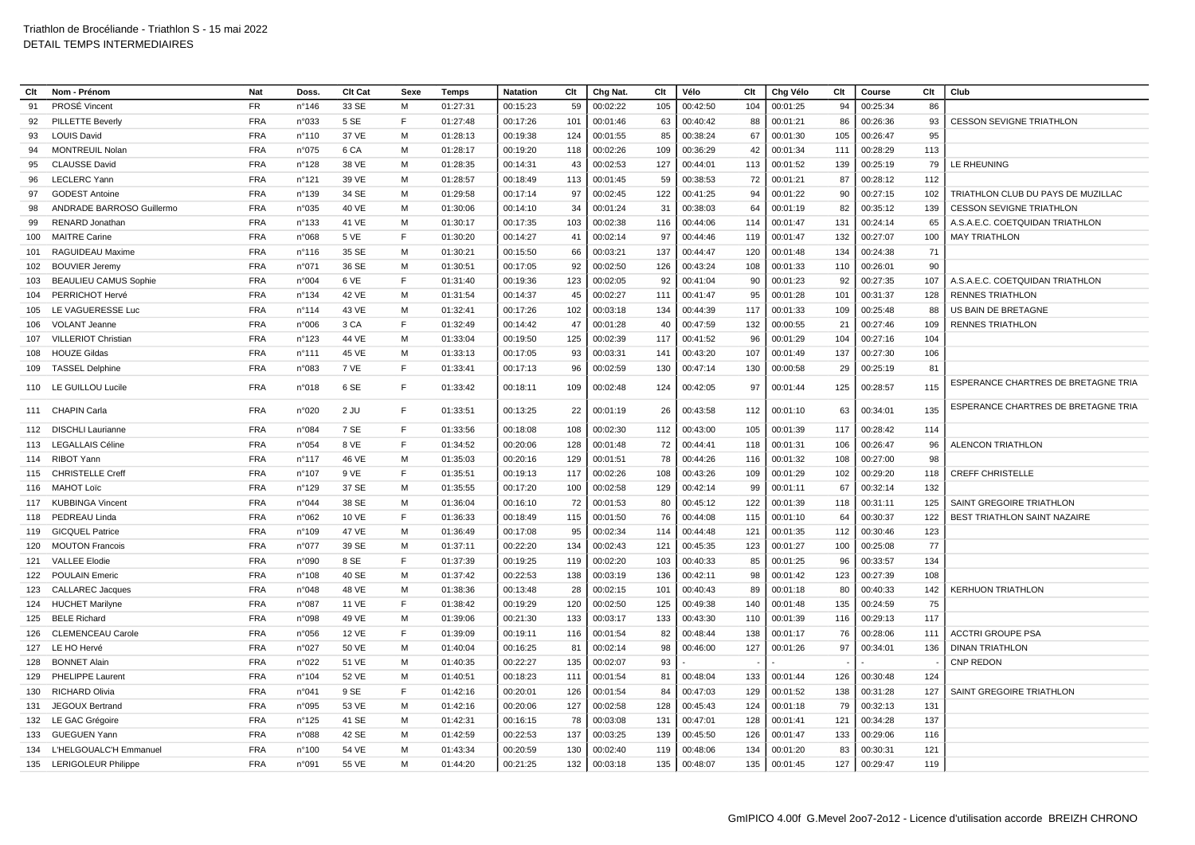Triathlon de Brocéliande - Triathlon S - 15 mai 2022
DETAIL TEMPS INTERMEDIAIRES

| Clt | Nom - Prénom | Nat | Doss. | Clt Cat | Sexe | Temps | Natation | Clt | Chg Nat. | Clt | Vélo | Clt | Chg Vélo | Clt | Course | Clt | Club |
|---|---|---|---|---|---|---|---|---|---|---|---|---|---|---|---|---|---|
| 91 | PROSÉ Vincent | FR | n°146 | 33 SE | M | 01:27:31 | 00:15:23 | 59 | 00:02:22 | 105 | 00:42:50 | 104 | 00:01:25 | 94 | 00:25:34 | 86 | |
| 92 | PILLETTE Beverly | FRA | n°033 | 5 SE | F | 01:27:48 | 00:17:26 | 101 | 00:01:46 | 63 | 00:40:42 | 88 | 00:01:21 | 86 | 00:26:36 | 93 | CESSON SEVIGNE TRIATHLON |
| 93 | LOUIS David | FRA | n°110 | 37 VE | M | 01:28:13 | 00:19:38 | 124 | 00:01:55 | 85 | 00:38:24 | 67 | 00:01:30 | 105 | 00:26:47 | 95 | |
| 94 | MONTREUIL Nolan | FRA | n°075 | 6 CA | M | 01:28:17 | 00:19:20 | 118 | 00:02:26 | 109 | 00:36:29 | 42 | 00:01:34 | 111 | 00:28:29 | 113 | |
| 95 | CLAUSSE David | FRA | n°128 | 38 VE | M | 01:28:35 | 00:14:31 | 43 | 00:02:53 | 127 | 00:44:01 | 113 | 00:01:52 | 139 | 00:25:19 | 79 | LE RHEUNING |
| 96 | LECLERC Yann | FRA | n°121 | 39 VE | M | 01:28:57 | 00:18:49 | 113 | 00:01:45 | 59 | 00:38:53 | 72 | 00:01:21 | 87 | 00:28:12 | 112 | |
| 97 | GODEST Antoine | FRA | n°139 | 34 SE | M | 01:29:58 | 00:17:14 | 97 | 00:02:45 | 122 | 00:41:25 | 94 | 00:01:22 | 90 | 00:27:15 | 102 | TRIATHLON CLUB DU PAYS DE MUZILLAC |
| 98 | ANDRADE BARROSO Guillermo | FRA | n°035 | 40 VE | M | 01:30:06 | 00:14:10 | 34 | 00:01:24 | 31 | 00:38:03 | 64 | 00:01:19 | 82 | 00:35:12 | 139 | CESSON SEVIGNE TRIATHLON |
| 99 | RENARD Jonathan | FRA | n°133 | 41 VE | M | 01:30:17 | 00:17:35 | 103 | 00:02:38 | 116 | 00:44:06 | 114 | 00:01:47 | 131 | 00:24:14 | 65 | A.S.A.E.C. COETQUIDAN TRIATHLON |
| 100 | MAITRE Carine | FRA | n°068 | 5 VE | F | 01:30:20 | 00:14:27 | 41 | 00:02:14 | 97 | 00:44:46 | 119 | 00:01:47 | 132 | 00:27:07 | 100 | MAY TRIATHLON |
| 101 | RAGUIDEAU Maxime | FRA | n°116 | 35 SE | M | 01:30:21 | 00:15:50 | 66 | 00:03:21 | 137 | 00:44:47 | 120 | 00:01:48 | 134 | 00:24:38 | 71 | |
| 102 | BOUVIER Jeremy | FRA | n°071 | 36 SE | M | 01:30:51 | 00:17:05 | 92 | 00:02:50 | 126 | 00:43:24 | 108 | 00:01:33 | 110 | 00:26:01 | 90 | |
| 103 | BEAULIEU CAMUS Sophie | FRA | n°004 | 6 VE | F | 01:31:40 | 00:19:36 | 123 | 00:02:05 | 92 | 00:41:04 | 90 | 00:01:23 | 92 | 00:27:35 | 107 | A.S.A.E.C. COETQUIDAN TRIATHLON |
| 104 | PERRICHOT Hervé | FRA | n°134 | 42 VE | M | 01:31:54 | 00:14:37 | 45 | 00:02:27 | 111 | 00:41:47 | 95 | 00:01:28 | 101 | 00:31:37 | 128 | RENNES TRIATHLON |
| 105 | LE VAGUERESSE Luc | FRA | n°114 | 43 VE | M | 01:32:41 | 00:17:26 | 102 | 00:03:18 | 134 | 00:44:39 | 117 | 00:01:33 | 109 | 00:25:48 | 88 | US BAIN DE BRETAGNE |
| 106 | VOLANT Jeanne | FRA | n°006 | 3 CA | F | 01:32:49 | 00:14:42 | 47 | 00:01:28 | 40 | 00:47:59 | 132 | 00:00:55 | 21 | 00:27:46 | 109 | RENNES TRIATHLON |
| 107 | VILLERIOT Christian | FRA | n°123 | 44 VE | M | 01:33:04 | 00:19:50 | 125 | 00:02:39 | 117 | 00:41:52 | 96 | 00:01:29 | 104 | 00:27:16 | 104 | |
| 108 | HOUZE Gildas | FRA | n°111 | 45 VE | M | 01:33:13 | 00:17:05 | 93 | 00:03:31 | 141 | 00:43:20 | 107 | 00:01:49 | 137 | 00:27:30 | 106 | |
| 109 | TASSEL Delphine | FRA | n°083 | 7 VE | F | 01:33:41 | 00:17:13 | 96 | 00:02:59 | 130 | 00:47:14 | 130 | 00:00:58 | 29 | 00:25:19 | 81 | |
| 110 | LE GUILLOU Lucile | FRA | n°018 | 6 SE | F | 01:33:42 | 00:18:11 | 109 | 00:02:48 | 124 | 00:42:05 | 97 | 00:01:44 | 125 | 00:28:57 | 115 | ESPERANCE CHARTRES DE BRETAGNE TRIA |
| 111 | CHAPIN Carla | FRA | n°020 | 2 JU | F | 01:33:51 | 00:13:25 | 22 | 00:01:19 | 26 | 00:43:58 | 112 | 00:01:10 | 63 | 00:34:01 | 135 | ESPERANCE CHARTRES DE BRETAGNE TRIA |
| 112 | DISCHLI Laurianne | FRA | n°084 | 7 SE | F | 01:33:56 | 00:18:08 | 108 | 00:02:30 | 112 | 00:43:00 | 105 | 00:01:39 | 117 | 00:28:42 | 114 | |
| 113 | LEGALLAIS Céline | FRA | n°054 | 8 VE | F | 01:34:52 | 00:20:06 | 128 | 00:01:48 | 72 | 00:44:41 | 118 | 00:01:31 | 106 | 00:26:47 | 96 | ALENCON TRIATHLON |
| 114 | RIBOT Yann | FRA | n°117 | 46 VE | M | 01:35:03 | 00:20:16 | 129 | 00:01:51 | 78 | 00:44:26 | 116 | 00:01:32 | 108 | 00:27:00 | 98 | |
| 115 | CHRISTELLE Creff | FRA | n°107 | 9 VE | F | 01:35:51 | 00:19:13 | 117 | 00:02:26 | 108 | 00:43:26 | 109 | 00:01:29 | 102 | 00:29:20 | 118 | CREFF CHRISTELLE |
| 116 | MAHOT Loïc | FRA | n°129 | 37 SE | M | 01:35:55 | 00:17:20 | 100 | 00:02:58 | 129 | 00:42:14 | 99 | 00:01:11 | 67 | 00:32:14 | 132 | |
| 117 | KUBBINGA Vincent | FRA | n°044 | 38 SE | M | 01:36:04 | 00:16:10 | 72 | 00:01:53 | 80 | 00:45:12 | 122 | 00:01:39 | 118 | 00:31:11 | 125 | SAINT GREGOIRE TRIATHLON |
| 118 | PEDREAU Linda | FRA | n°062 | 10 VE | F | 01:36:33 | 00:18:49 | 115 | 00:01:50 | 76 | 00:44:08 | 115 | 00:01:10 | 64 | 00:30:37 | 122 | BEST TRIATHLON SAINT NAZAIRE |
| 119 | GICQUEL Patrice | FRA | n°109 | 47 VE | M | 01:36:49 | 00:17:08 | 95 | 00:02:34 | 114 | 00:44:48 | 121 | 00:01:35 | 112 | 00:30:46 | 123 | |
| 120 | MOUTON Francois | FRA | n°077 | 39 SE | M | 01:37:11 | 00:22:20 | 134 | 00:02:43 | 121 | 00:45:35 | 123 | 00:01:27 | 100 | 00:25:08 | 77 | |
| 121 | VALLEE Elodie | FRA | n°090 | 8 SE | F | 01:37:39 | 00:19:25 | 119 | 00:02:20 | 103 | 00:40:33 | 85 | 00:01:25 | 96 | 00:33:57 | 134 | |
| 122 | POULAIN Emeric | FRA | n°108 | 40 SE | M | 01:37:42 | 00:22:53 | 138 | 00:03:19 | 136 | 00:42:11 | 98 | 00:01:42 | 123 | 00:27:39 | 108 | |
| 123 | CALLAREC Jacques | FRA | n°048 | 48 VE | M | 01:38:36 | 00:13:48 | 28 | 00:02:15 | 101 | 00:40:43 | 89 | 00:01:18 | 80 | 00:40:33 | 142 | KERHUON TRIATHLON |
| 124 | HUCHET Marilyne | FRA | n°087 | 11 VE | F | 01:38:42 | 00:19:29 | 120 | 00:02:50 | 125 | 00:49:38 | 140 | 00:01:48 | 135 | 00:24:59 | 75 | |
| 125 | BELE Richard | FRA | n°098 | 49 VE | M | 01:39:06 | 00:21:30 | 133 | 00:03:17 | 133 | 00:43:30 | 110 | 00:01:39 | 116 | 00:29:13 | 117 | |
| 126 | CLEMENCEAU Carole | FRA | n°056 | 12 VE | F | 01:39:09 | 00:19:11 | 116 | 00:01:54 | 82 | 00:48:44 | 138 | 00:01:17 | 76 | 00:28:06 | 111 | ACCTRI GROUPE PSA |
| 127 | LE HO Hervé | FRA | n°027 | 50 VE | M | 01:40:04 | 00:16:25 | 81 | 00:02:14 | 98 | 00:46:00 | 127 | 00:01:26 | 97 | 00:34:01 | 136 | DINAN TRIATHLON |
| 128 | BONNET Alain | FRA | n°022 | 51 VE | M | 01:40:35 | 00:22:27 | 135 | 00:02:07 | 93 | - | - | - | - | - | - | CNP REDON |
| 129 | PHELIPPE Laurent | FRA | n°104 | 52 VE | M | 01:40:51 | 00:18:23 | 111 | 00:01:54 | 81 | 00:48:04 | 133 | 00:01:44 | 126 | 00:30:48 | 124 | |
| 130 | RICHARD Olivia | FRA | n°041 | 9 SE | F | 01:42:16 | 00:20:01 | 126 | 00:01:54 | 84 | 00:47:03 | 129 | 00:01:52 | 138 | 00:31:28 | 127 | SAINT GREGOIRE TRIATHLON |
| 131 | JEGOUX Bertrand | FRA | n°095 | 53 VE | M | 01:42:16 | 00:20:06 | 127 | 00:02:58 | 128 | 00:45:43 | 124 | 00:01:18 | 79 | 00:32:13 | 131 | |
| 132 | LE GAC Grégoire | FRA | n°125 | 41 SE | M | 01:42:31 | 00:16:15 | 78 | 00:03:08 | 131 | 00:47:01 | 128 | 00:01:41 | 121 | 00:34:28 | 137 | |
| 133 | GUEGUEN Yann | FRA | n°088 | 42 SE | M | 01:42:59 | 00:22:53 | 137 | 00:03:25 | 139 | 00:45:50 | 126 | 00:01:47 | 133 | 00:29:06 | 116 | |
| 134 | L'HELGOUALC'H Emmanuel | FRA | n°100 | 54 VE | M | 01:43:34 | 00:20:59 | 130 | 00:02:40 | 119 | 00:48:06 | 134 | 00:01:20 | 83 | 00:30:31 | 121 | |
| 135 | LERIGOLEUR Philippe | FRA | n°091 | 55 VE | M | 01:44:20 | 00:21:25 | 132 | 00:03:18 | 135 | 00:48:07 | 135 | 00:01:45 | 127 | 00:29:47 | 119 | |

GmIPICO 4.00f G.Mevel 2oo7-2o12 - Licence d'utilisation accorde BREIZH CHRONO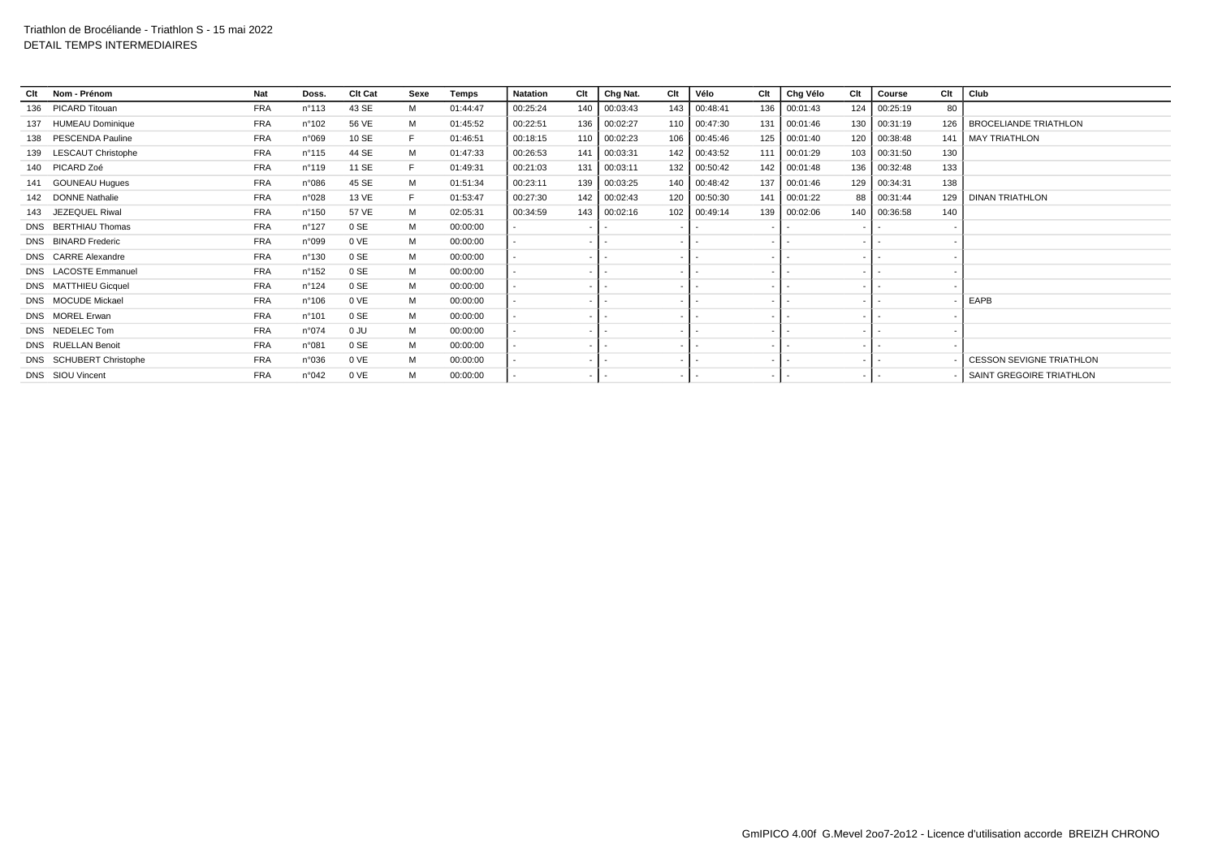Triathlon de Brocéliande - Triathlon S - 15 mai 2022
DETAIL TEMPS INTERMEDIAIRES

| Clt | Nom - Prénom | Nat | Doss. | Clt Cat | Sexe | Temps | Natation | Clt | Chg Nat. | Clt | Vélo | Clt | Chg Vélo | Clt | Course | Clt | Club |
|---|---|---|---|---|---|---|---|---|---|---|---|---|---|---|---|---|---|
| 136 | PICARD Titouan | FRA | n°113 | 43 SE | M | 01:44:47 | 00:25:24 | 140 | 00:03:43 | 143 | 00:48:41 | 136 | 00:01:43 | 124 | 00:25:19 | 80 | |
| 137 | HUMEAU Dominique | FRA | n°102 | 56 VE | M | 01:45:52 | 00:22:51 | 136 | 00:02:27 | 110 | 00:47:30 | 131 | 00:01:46 | 130 | 00:31:19 | 126 | BROCELIANDE TRIATHLON |
| 138 | PESCENDA Pauline | FRA | n°069 | 10 SE | F | 01:46:51 | 00:18:15 | 110 | 00:02:23 | 106 | 00:45:46 | 125 | 00:01:40 | 120 | 00:38:48 | 141 | MAY TRIATHLON |
| 139 | LESCAUT Christophe | FRA | n°115 | 44 SE | M | 01:47:33 | 00:26:53 | 141 | 00:03:31 | 142 | 00:43:52 | 111 | 00:01:29 | 103 | 00:31:50 | 130 | |
| 140 | PICARD Zoé | FRA | n°119 | 11 SE | F | 01:49:31 | 00:21:03 | 131 | 00:03:11 | 132 | 00:50:42 | 142 | 00:01:48 | 136 | 00:32:48 | 133 | |
| 141 | GOUNEAU Hugues | FRA | n°086 | 45 SE | M | 01:51:34 | 00:23:11 | 139 | 00:03:25 | 140 | 00:48:42 | 137 | 00:01:46 | 129 | 00:34:31 | 138 | |
| 142 | DONNE Nathalie | FRA | n°028 | 13 VE | F | 01:53:47 | 00:27:30 | 142 | 00:02:43 | 120 | 00:50:30 | 141 | 00:01:22 | 88 | 00:31:44 | 129 | DINAN TRIATHLON |
| 143 | JEZEQUEL Riwal | FRA | n°150 | 57 VE | M | 02:05:31 | 00:34:59 | 143 | 00:02:16 | 102 | 00:49:14 | 139 | 00:02:06 | 140 | 00:36:58 | 140 | |
| DNS | BERTHIAU Thomas | FRA | n°127 | 0 SE | M | 00:00:00 | - | - | - | - | - | - | - | - | - | - | |
| DNS | BINARD Frederic | FRA | n°099 | 0 VE | M | 00:00:00 | - | - | - | - | - | - | - | - | - | - | |
| DNS | CARRE Alexandre | FRA | n°130 | 0 SE | M | 00:00:00 | - | - | - | - | - | - | - | - | - | - | |
| DNS | LACOSTE Emmanuel | FRA | n°152 | 0 SE | M | 00:00:00 | - | - | - | - | - | - | - | - | - | - | |
| DNS | MATTHIEU Gicquel | FRA | n°124 | 0 SE | M | 00:00:00 | - | - | - | - | - | - | - | - | - | - | |
| DNS | MOCUDE Mickael | FRA | n°106 | 0 VE | M | 00:00:00 | - | - | - | - | - | - | - | - | - | - | EAPB |
| DNS | MOREL Erwan | FRA | n°101 | 0 SE | M | 00:00:00 | - | - | - | - | - | - | - | - | - | - | |
| DNS | NEDELEC Tom | FRA | n°074 | 0 JU | M | 00:00:00 | - | - | - | - | - | - | - | - | - | - | |
| DNS | RUELLAN Benoit | FRA | n°081 | 0 SE | M | 00:00:00 | - | - | - | - | - | - | - | - | - | - | |
| DNS | SCHUBERT Christophe | FRA | n°036 | 0 VE | M | 00:00:00 | - | - | - | - | - | - | - | - | - | - | CESSON SEVIGNE TRIATHLON |
| DNS | SIOU Vincent | FRA | n°042 | 0 VE | M | 00:00:00 | - | - | - | - | - | - | - | - | - | - | SAINT GREGOIRE TRIATHLON |

GmIPICO 4.00f G.Mevel 2oo7-2o12 - Licence d'utilisation accorde BREIZH CHRONO